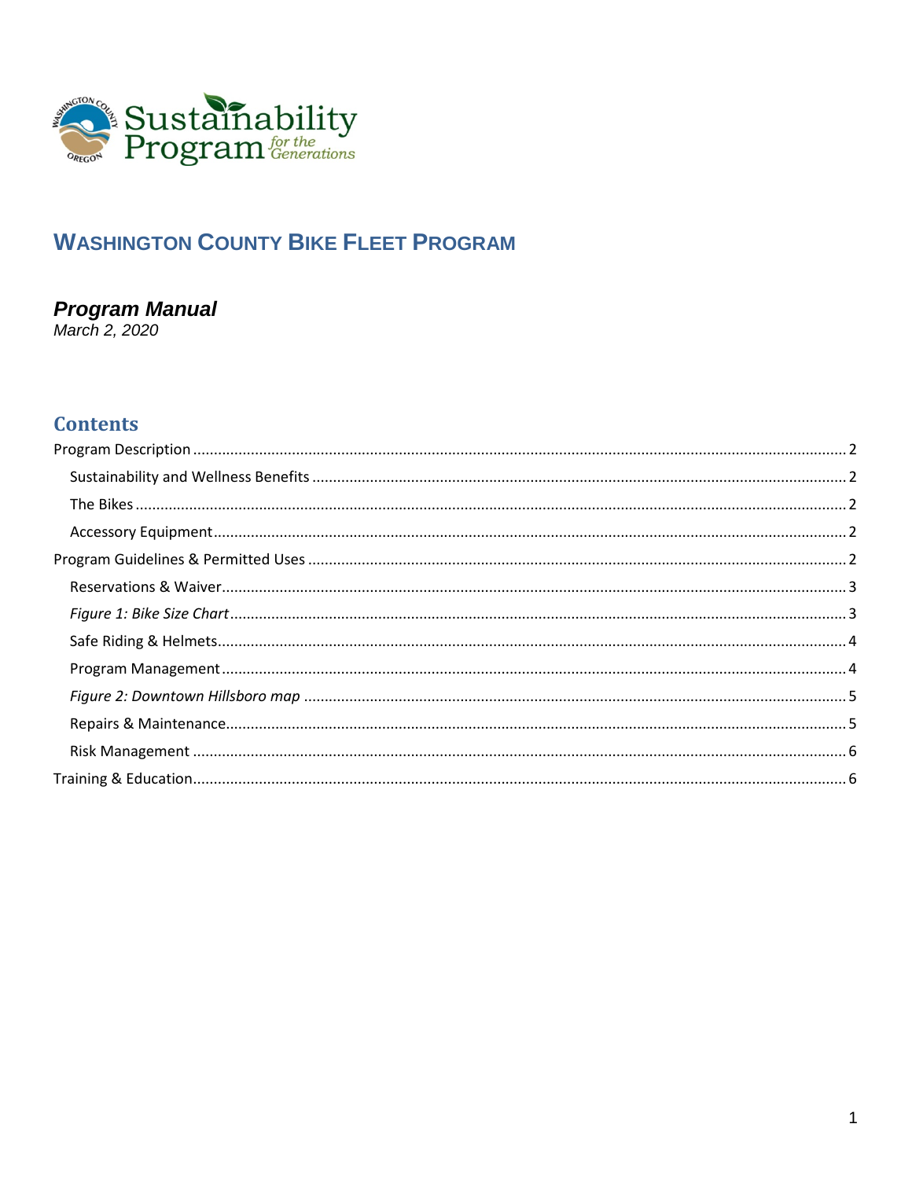# Washington County Bike Fleet Program

***Program Manual***
*March 2, 2020*

## Contents

- Program Description .......... 2
  - Sustainability and Wellness Benefits .......... 2
  - The Bikes .......... 2
  - Accessory Equipment .......... 2
- Program Guidelines & Permitted Uses .......... 2
  - Reservations & Waiver .......... 3
  - *Figure 1: Bike Size Chart* .......... 3
  - Safe Riding & Helmets .......... 4
  - Program Management .......... 4
  - *Figure 2: Downtown Hillsboro map* .......... 5
  - Repairs & Maintenance .......... 5
  - Risk Management .......... 6
- Training & Education .......... 6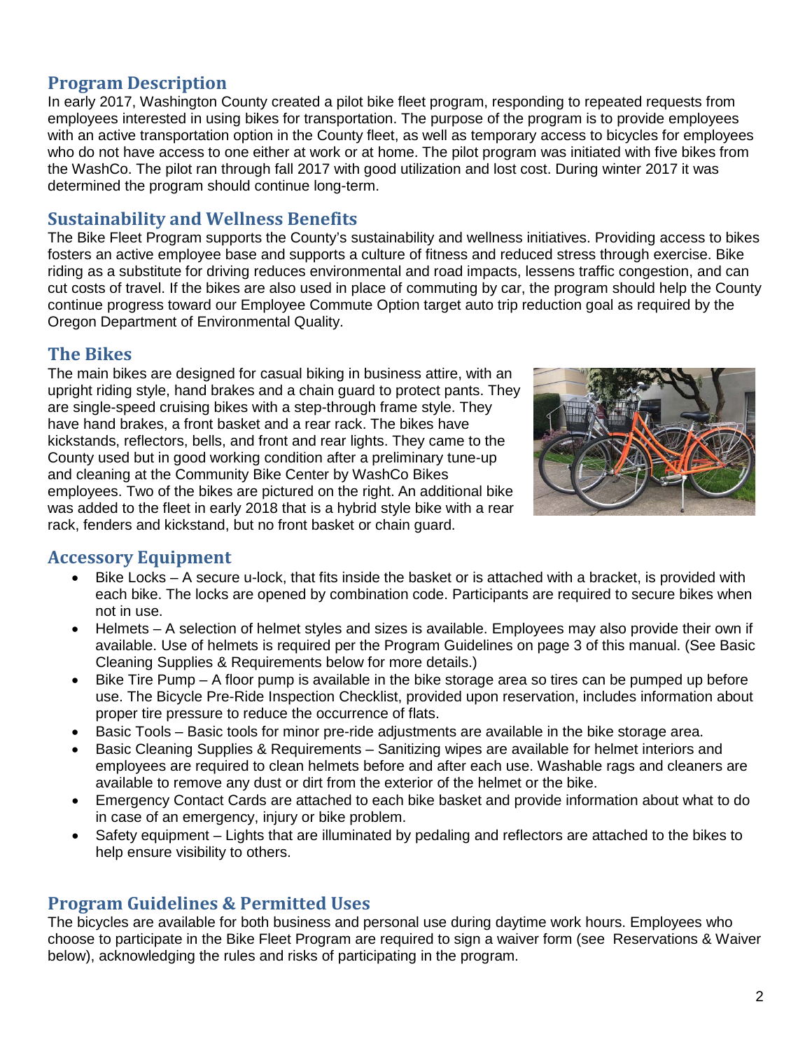## Program Description

In early 2017, Washington County created a pilot bike fleet program, responding to repeated requests from employees interested in using bikes for transportation. The purpose of the program is to provide employees with an active transportation option in the County fleet, as well as temporary access to bicycles for employees who do not have access to one either at work or at home. The pilot program was initiated with five bikes from the WashCo. The pilot ran through fall 2017 with good utilization and lost cost. During winter 2017 it was determined the program should continue long-term.

## Sustainability and Wellness Benefits

The Bike Fleet Program supports the County's sustainability and wellness initiatives. Providing access to bikes fosters an active employee base and supports a culture of fitness and reduced stress through exercise. Bike riding as a substitute for driving reduces environmental and road impacts, lessens traffic congestion, and can cut costs of travel. If the bikes are also used in place of commuting by car, the program should help the County continue progress toward our Employee Commute Option target auto trip reduction goal as required by the Oregon Department of Environmental Quality.

## The Bikes

The main bikes are designed for casual biking in business attire, with an upright riding style, hand brakes and a chain guard to protect pants. They are single-speed cruising bikes with a step-through frame style. They have hand brakes, a front basket and a rear rack. The bikes have kickstands, reflectors, bells, and front and rear lights. They came to the County used but in good working condition after a preliminary tune-up and cleaning at the Community Bike Center by WashCo Bikes employees. Two of the bikes are pictured on the right. An additional bike was added to the fleet in early 2018 that is a hybrid style bike with a rear rack, fenders and kickstand, but no front basket or chain guard.

## Accessory Equipment

- Bike Locks – A secure u-lock, that fits inside the basket or is attached with a bracket, is provided with each bike. The locks are opened by combination code. Participants are required to secure bikes when not in use.
- Helmets – A selection of helmet styles and sizes is available. Employees may also provide their own if available. Use of helmets is required per the Program Guidelines on page 3 of this manual. (See Basic Cleaning Supplies & Requirements below for more details.)
- Bike Tire Pump – A floor pump is available in the bike storage area so tires can be pumped up before use. The Bicycle Pre-Ride Inspection Checklist, provided upon reservation, includes information about proper tire pressure to reduce the occurrence of flats.
- Basic Tools – Basic tools for minor pre-ride adjustments are available in the bike storage area.
- Basic Cleaning Supplies & Requirements – Sanitizing wipes are available for helmet interiors and employees are required to clean helmets before and after each use. Washable rags and cleaners are available to remove any dust or dirt from the exterior of the helmet or the bike.
- Emergency Contact Cards are attached to each bike basket and provide information about what to do in case of an emergency, injury or bike problem.
- Safety equipment – Lights that are illuminated by pedaling and reflectors are attached to the bikes to help ensure visibility to others.

## Program Guidelines & Permitted Uses

The bicycles are available for both business and personal use during daytime work hours. Employees who choose to participate in the Bike Fleet Program are required to sign a waiver form (see Reservations & Waiver below), acknowledging the rules and risks of participating in the program.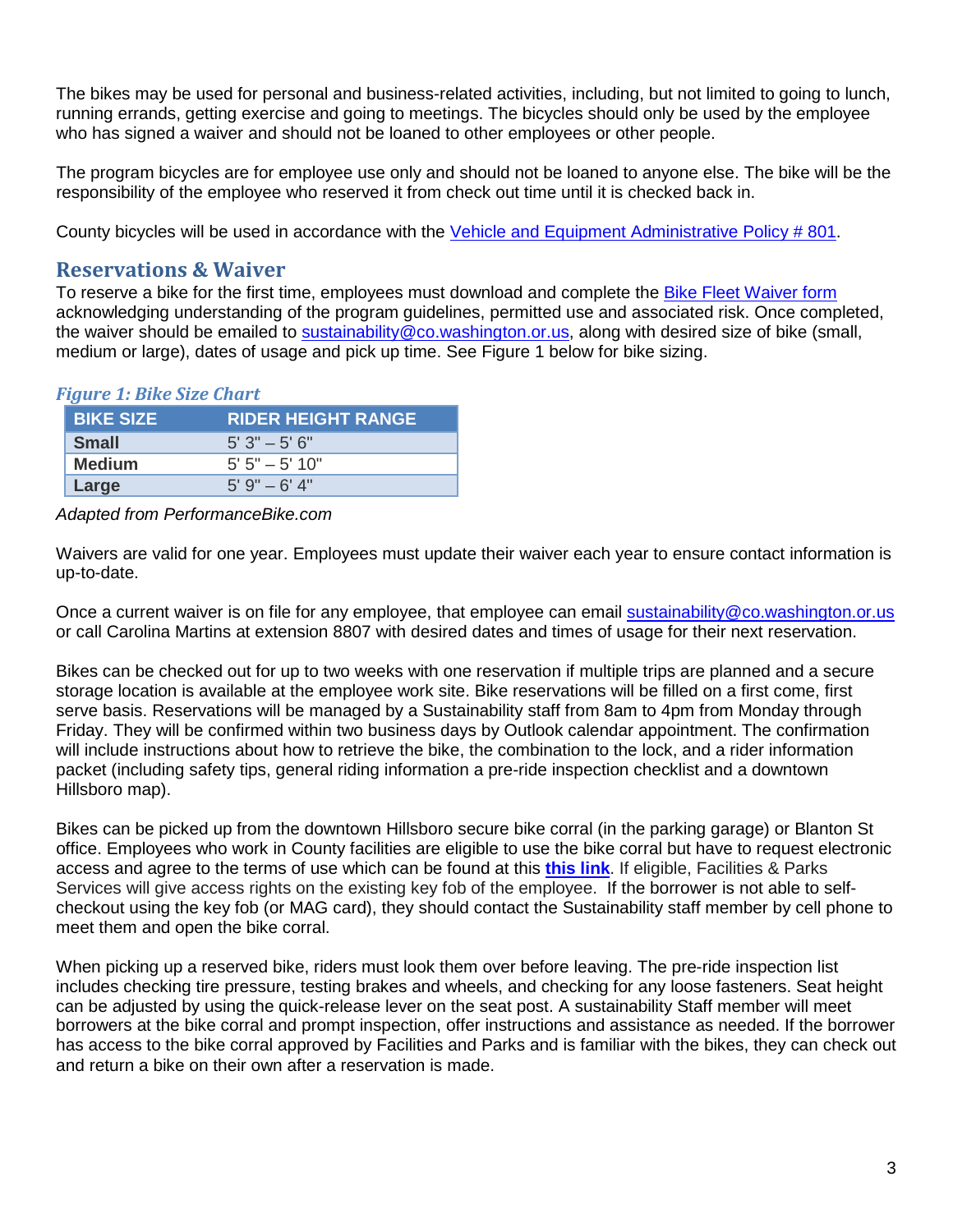The bikes may be used for personal and business-related activities, including, but not limited to going to lunch, running errands, getting exercise and going to meetings. The bicycles should only be used by the employee who has signed a waiver and should not be loaned to other employees or other people.

The program bicycles are for employee use only and should not be loaned to anyone else. The bike will be the responsibility of the employee who reserved it from check out time until it is checked back in.

County bicycles will be used in accordance with the [Vehicle and Equipment Administrative Policy # 801](#).

## Reservations & Waiver

To reserve a bike for the first time, employees must download and complete the [Bike Fleet Waiver form](#) acknowledging understanding of the program guidelines, permitted use and associated risk. Once completed, the waiver should be emailed to sustainability@co.washington.or.us, along with desired size of bike (small, medium or large), dates of usage and pick up time. See Figure 1 below for bike sizing.

*Figure 1: Bike Size Chart*

| BIKE SIZE | RIDER HEIGHT RANGE |
|---|---|
| **Small** | 5' 3" – 5' 6" |
| **Medium** | 5' 5" – 5' 10" |
| **Large** | 5' 9" – 6' 4" |

*Adapted from PerformanceBike.com*

Waivers are valid for one year. Employees must update their waiver each year to ensure contact information is up-to-date.

Once a current waiver is on file for any employee, that employee can email sustainability@co.washington.or.us or call Carolina Martins at extension 8807 with desired dates and times of usage for their next reservation.

Bikes can be checked out for up to two weeks with one reservation if multiple trips are planned and a secure storage location is available at the employee work site. Bike reservations will be filled on a first come, first serve basis. Reservations will be managed by a Sustainability staff from 8am to 4pm from Monday through Friday. They will be confirmed within two business days by Outlook calendar appointment. The confirmation will include instructions about how to retrieve the bike, the combination to the lock, and a rider information packet (including safety tips, general riding information a pre-ride inspection checklist and a downtown Hillsboro map).

Bikes can be picked up from the downtown Hillsboro secure bike corral (in the parking garage) or Blanton St office. Employees who work in County facilities are eligible to use the bike corral but have to request electronic access and agree to the terms of use which can be found at this **[this link](#)**. If eligible, Facilities & Parks Services will give access rights on the existing key fob of the employee. If the borrower is not able to self-checkout using the key fob (or MAG card), they should contact the Sustainability staff member by cell phone to meet them and open the bike corral.

When picking up a reserved bike, riders must look them over before leaving. The pre-ride inspection list includes checking tire pressure, testing brakes and wheels, and checking for any loose fasteners. Seat height can be adjusted by using the quick-release lever on the seat post. A sustainability Staff member will meet borrowers at the bike corral and prompt inspection, offer instructions and assistance as needed. If the borrower has access to the bike corral approved by Facilities and Parks and is familiar with the bikes, they can check out and return a bike on their own after a reservation is made.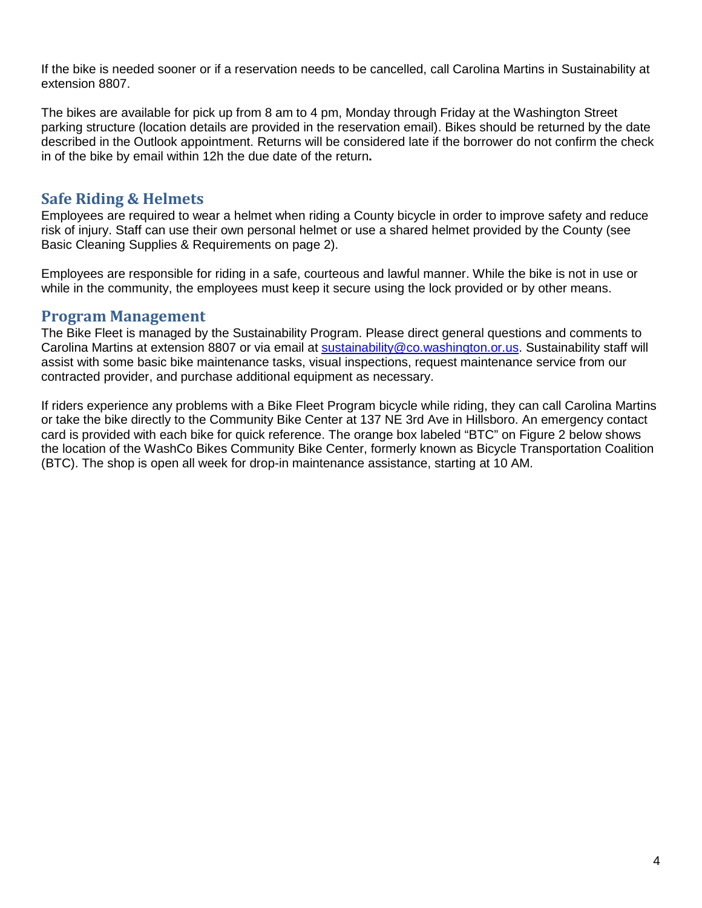If the bike is needed sooner or if a reservation needs to be cancelled, call Carolina Martins in Sustainability at extension 8807.

The bikes are available for pick up from 8 am to 4 pm, Monday through Friday at the Washington Street parking structure (location details are provided in the reservation email). Bikes should be returned by the date described in the Outlook appointment. Returns will be considered late if the borrower do not confirm the check in of the bike by email within 12h the due date of the return**.**

## Safe Riding & Helmets

Employees are required to wear a helmet when riding a County bicycle in order to improve safety and reduce risk of injury. Staff can use their own personal helmet or use a shared helmet provided by the County (see Basic Cleaning Supplies & Requirements on page 2).

Employees are responsible for riding in a safe, courteous and lawful manner. While the bike is not in use or while in the community, the employees must keep it secure using the lock provided or by other means.

## Program Management

The Bike Fleet is managed by the Sustainability Program. Please direct general questions and comments to Carolina Martins at extension 8807 or via email at [sustainability@co.washington.or.us](mailto:sustainability@co.washington.or.us). Sustainability staff will assist with some basic bike maintenance tasks, visual inspections, request maintenance service from our contracted provider, and purchase additional equipment as necessary.

If riders experience any problems with a Bike Fleet Program bicycle while riding, they can call Carolina Martins or take the bike directly to the Community Bike Center at 137 NE 3rd Ave in Hillsboro. An emergency contact card is provided with each bike for quick reference. The orange box labeled "BTC" on Figure 2 below shows the location of the WashCo Bikes Community Bike Center, formerly known as Bicycle Transportation Coalition (BTC). The shop is open all week for drop-in maintenance assistance, starting at 10 AM.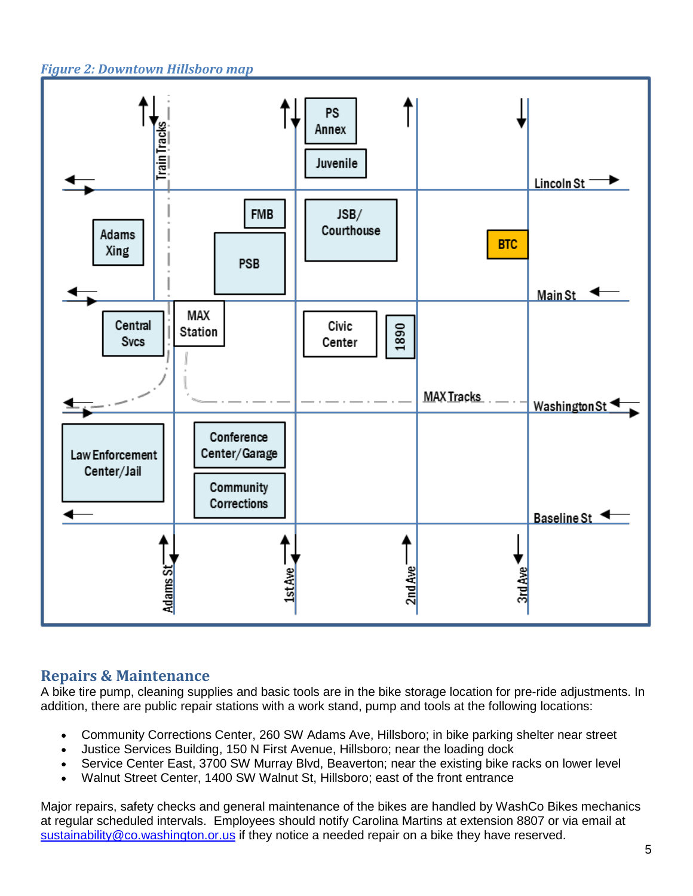*Figure 2: Downtown Hillsboro map*

## Repairs & Maintenance

A bike tire pump, cleaning supplies and basic tools are in the bike storage location for pre-ride adjustments. In addition, there are public repair stations with a work stand, pump and tools at the following locations:

- Community Corrections Center, 260 SW Adams Ave, Hillsboro; in bike parking shelter near street
- Justice Services Building, 150 N First Avenue, Hillsboro; near the loading dock
- Service Center East, 3700 SW Murray Blvd, Beaverton; near the existing bike racks on lower level
- Walnut Street Center, 1400 SW Walnut St, Hillsboro; east of the front entrance

Major repairs, safety checks and general maintenance of the bikes are handled by WashCo Bikes mechanics at regular scheduled intervals. Employees should notify Carolina Martins at extension 8807 or via email at sustainability@co.washington.or.us if they notice a needed repair on a bike they have reserved.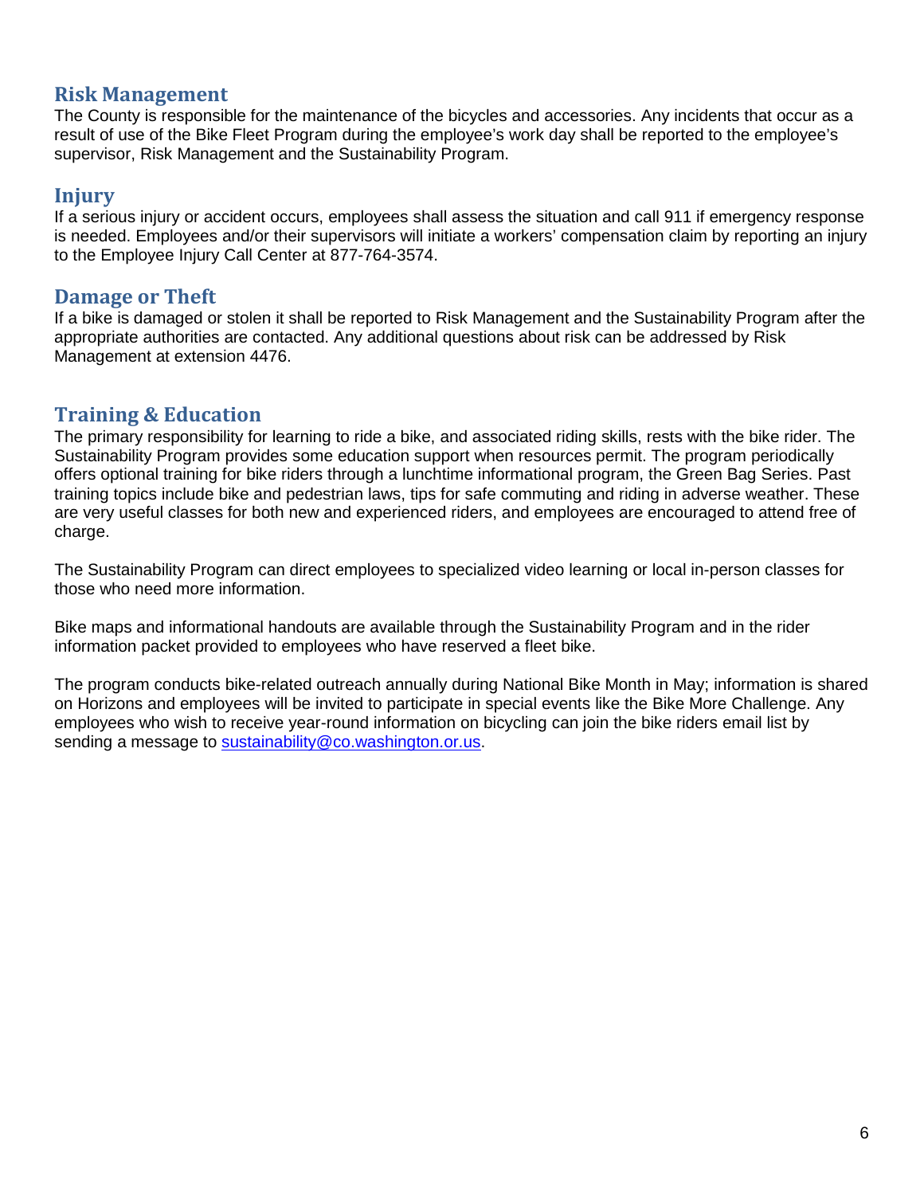## Risk Management

The County is responsible for the maintenance of the bicycles and accessories. Any incidents that occur as a result of use of the Bike Fleet Program during the employee's work day shall be reported to the employee's supervisor, Risk Management and the Sustainability Program.

## Injury

If a serious injury or accident occurs, employees shall assess the situation and call 911 if emergency response is needed. Employees and/or their supervisors will initiate a workers' compensation claim by reporting an injury to the Employee Injury Call Center at 877-764-3574.

## Damage or Theft

If a bike is damaged or stolen it shall be reported to Risk Management and the Sustainability Program after the appropriate authorities are contacted. Any additional questions about risk can be addressed by Risk Management at extension 4476.

## Training & Education

The primary responsibility for learning to ride a bike, and associated riding skills, rests with the bike rider. The Sustainability Program provides some education support when resources permit. The program periodically offers optional training for bike riders through a lunchtime informational program, the Green Bag Series. Past training topics include bike and pedestrian laws, tips for safe commuting and riding in adverse weather. These are very useful classes for both new and experienced riders, and employees are encouraged to attend free of charge.

The Sustainability Program can direct employees to specialized video learning or local in-person classes for those who need more information.

Bike maps and informational handouts are available through the Sustainability Program and in the rider information packet provided to employees who have reserved a fleet bike.

The program conducts bike-related outreach annually during National Bike Month in May; information is shared on Horizons and employees will be invited to participate in special events like the Bike More Challenge. Any employees who wish to receive year-round information on bicycling can join the bike riders email list by sending a message to sustainability@co.washington.or.us.